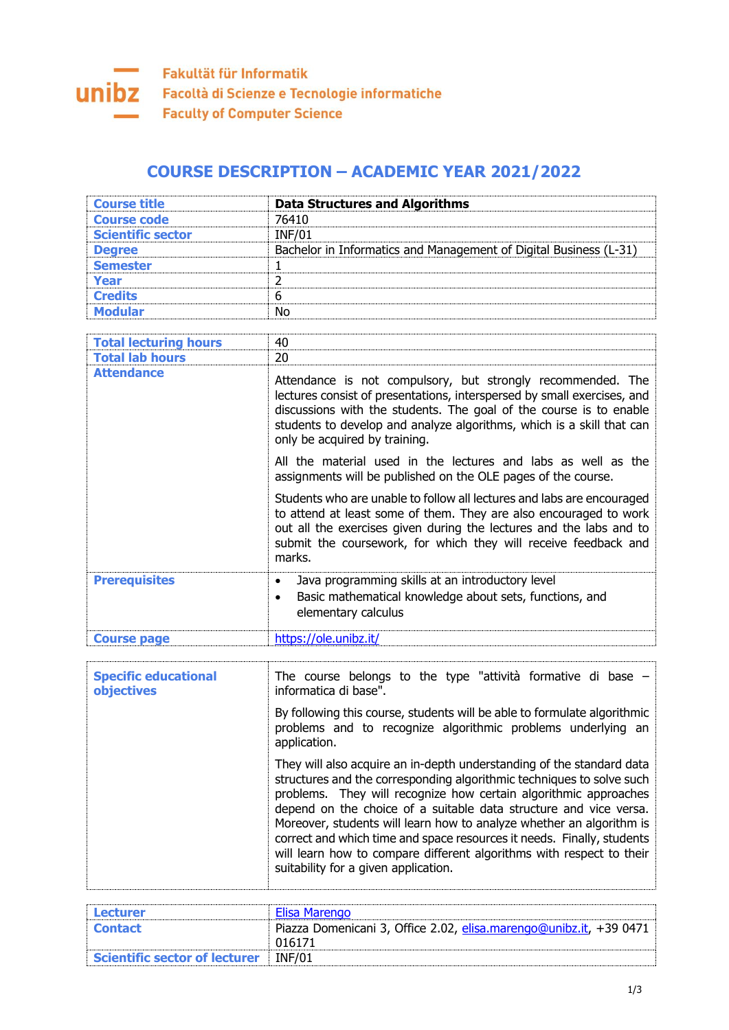Fakultät für Informatik
Facoltà di Scienze e Tecnologie informatiche
Faculty of Computer Science

# COURSE DESCRIPTION – ACADEMIC YEAR 2021/2022

| | |
|---|---|
| **Course title** | **Data Structures and Algorithms** |
| **Course code** | 76410 |
| **Scientific sector** | INF/01 |
| **Degree** | Bachelor in Informatics and Management of Digital Business (L-31) |
| **Semester** | 1 |
| **Year** | 2 |
| **Credits** | 6 |
| **Modular** | No |

| | |
|---|---|
| **Total lecturing hours** | 40 |
| **Total lab hours** | 20 |
| **Attendance** | Attendance is not compulsory, but strongly recommended. The lectures consist of presentations, interspersed by small exercises, and discussions with the students. The goal of the course is to enable students to develop and analyze algorithms, which is a skill that can only be acquired by training.<br><br>All the material used in the lectures and labs as well as the assignments will be published on the OLE pages of the course.<br><br>Students who are unable to follow all lectures and labs are encouraged to attend at least some of them. They are also encouraged to work out all the exercises given during the lectures and the labs and to submit the coursework, for which they will receive feedback and marks. |
| **Prerequisites** | • Java programming skills at an introductory level<br>• Basic mathematical knowledge about sets, functions, and elementary calculus |
| **Course page** | https://ole.unibz.it/ |

| | |
|---|---|
| **Specific educational objectives** | The course belongs to the type "attività formative di base – informatica di base".<br><br>By following this course, students will be able to formulate algorithmic problems and to recognize algorithmic problems underlying an application.<br><br>They will also acquire an in-depth understanding of the standard data structures and the corresponding algorithmic techniques to solve such problems. They will recognize how certain algorithmic approaches depend on the choice of a suitable data structure and vice versa. Moreover, students will learn how to analyze whether an algorithm is correct and which time and space resources it needs. Finally, students will learn how to compare different algorithms with respect to their suitability for a given application. |

| | |
|---|---|
| **Lecturer** | Elisa Marengo |
| **Contact** | Piazza Domenicani 3, Office 2.02, elisa.marengo@unibz.it, +39 0471 016171 |
| **Scientific sector of lecturer** | INF/01 |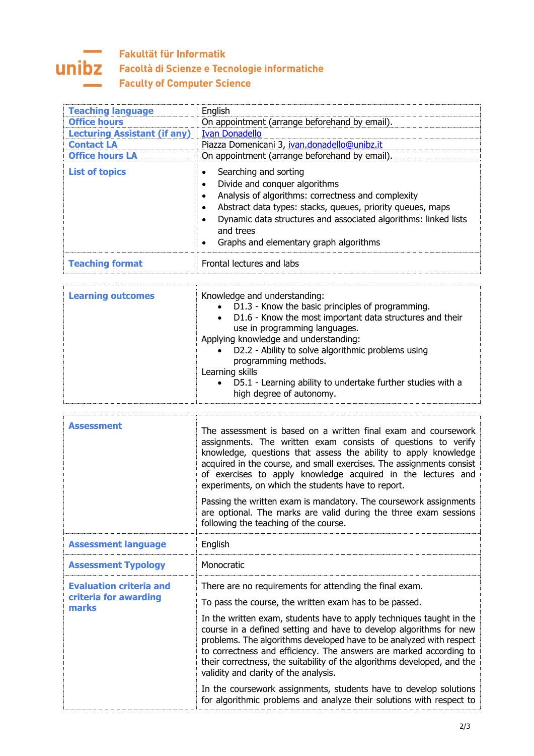**Fakultät für Informatik**
**Facoltà di Scienze e Tecnologie informatiche**
**Faculty of Computer Science**

| | |
|---|---|
| **Teaching language** | English |
| **Office hours** | On appointment (arrange beforehand by email). |
| **Lecturing Assistant (if any)** | Ivan Donadello |
| **Contact LA** | Piazza Domenicani 3, ivan.donadello@unibz.it |
| **Office hours LA** | On appointment (arrange beforehand by email). |
| **List of topics** | • Searching and sorting<br>• Divide and conquer algorithms<br>• Analysis of algorithms: correctness and complexity<br>• Abstract data types: stacks, queues, priority queues, maps<br>• Dynamic data structures and associated algorithms: linked lists and trees<br>• Graphs and elementary graph algorithms |
| **Teaching format** | Frontal lectures and labs |

| | |
|---|---|
| **Learning outcomes** | Knowledge and understanding:<br>• D1.3 - Know the basic principles of programming.<br>• D1.6 - Know the most important data structures and their use in programming languages.<br>Applying knowledge and understanding:<br>• D2.2 - Ability to solve algorithmic problems using programming methods.<br>Learning skills<br>• D5.1 - Learning ability to undertake further studies with a high degree of autonomy. |

| | |
|---|---|
| **Assessment** | The assessment is based on a written final exam and coursework assignments. The written exam consists of questions to verify knowledge, questions that assess the ability to apply knowledge acquired in the course, and small exercises. The assignments consist of exercises to apply knowledge acquired in the lectures and experiments, on which the students have to report.<br><br>Passing the written exam is mandatory. The coursework assignments are optional. The marks are valid during the three exam sessions following the teaching of the course. |
| **Assessment language** | English |
| **Assessment Typology** | Monocratic |
| **Evaluation criteria and criteria for awarding marks** | There are no requirements for attending the final exam.<br><br>To pass the course, the written exam has to be passed.<br><br>In the written exam, students have to apply techniques taught in the course in a defined setting and have to develop algorithms for new problems. The algorithms developed have to be analyzed with respect to correctness and efficiency. The answers are marked according to their correctness, the suitability of the algorithms developed, and the validity and clarity of the analysis.<br><br>In the coursework assignments, students have to develop solutions for algorithmic problems and analyze their solutions with respect to |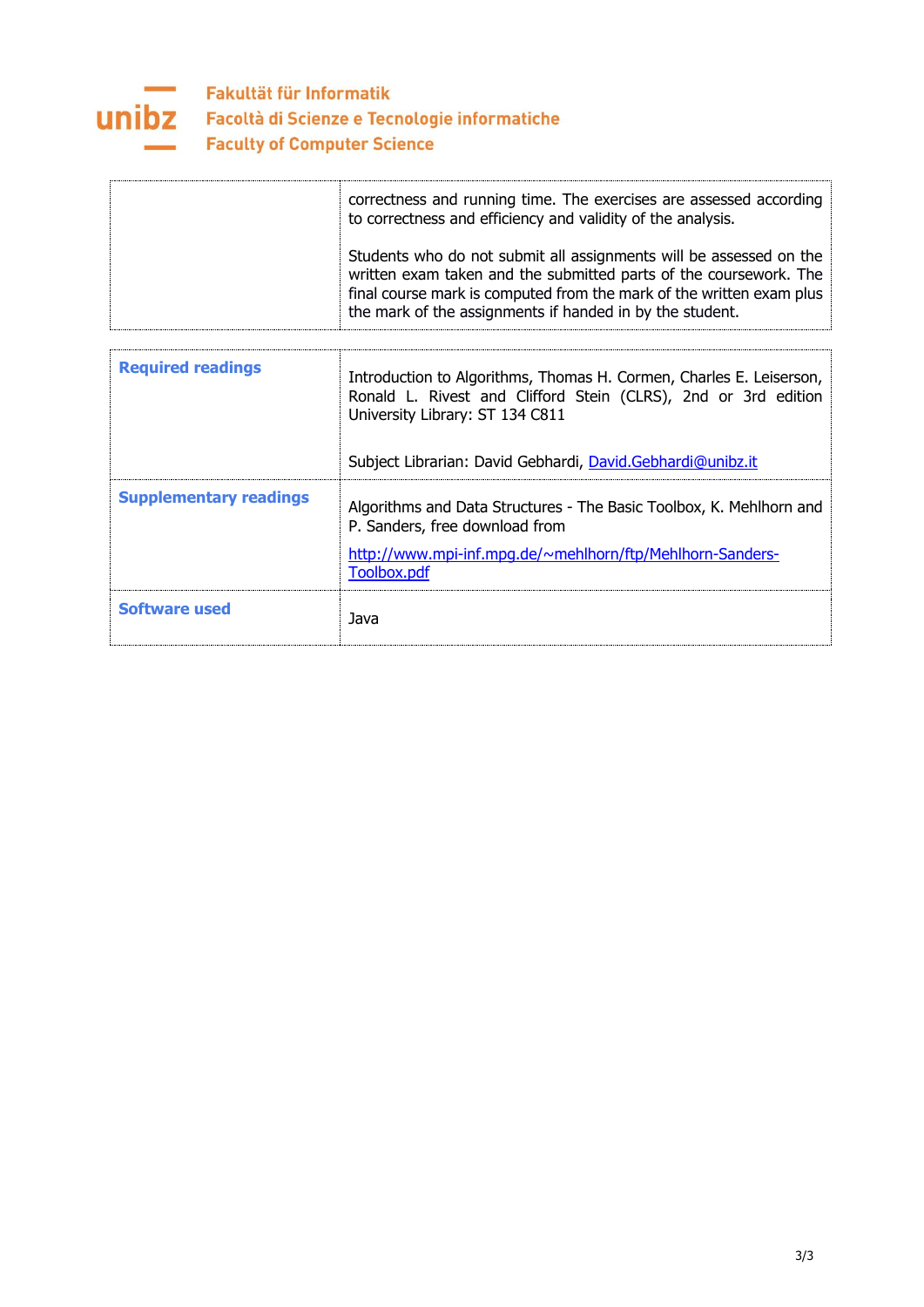| | |
|---|---|
| | correctness and running time. The exercises are assessed according to correctness and efficiency and validity of the analysis.<br><br>Students who do not submit all assignments will be assessed on the written exam taken and the submitted parts of the coursework. The final course mark is computed from the mark of the written exam plus the mark of the assignments if handed in by the student. |

| | |
|---|---|
| **Required readings** | Introduction to Algorithms, Thomas H. Cormen, Charles E. Leiserson, Ronald L. Rivest and Clifford Stein (CLRS), 2nd or 3rd edition University Library: ST 134 C811<br><br>Subject Librarian: David Gebhardi, David.Gebhardi@unibz.it |
| **Supplementary readings** | Algorithms and Data Structures - The Basic Toolbox, K. Mehlhorn and P. Sanders, free download from<br><br>http://www.mpi-inf.mpg.de/~mehlhorn/ftp/Mehlhorn-Sanders-Toolbox.pdf |
| **Software used** | Java |